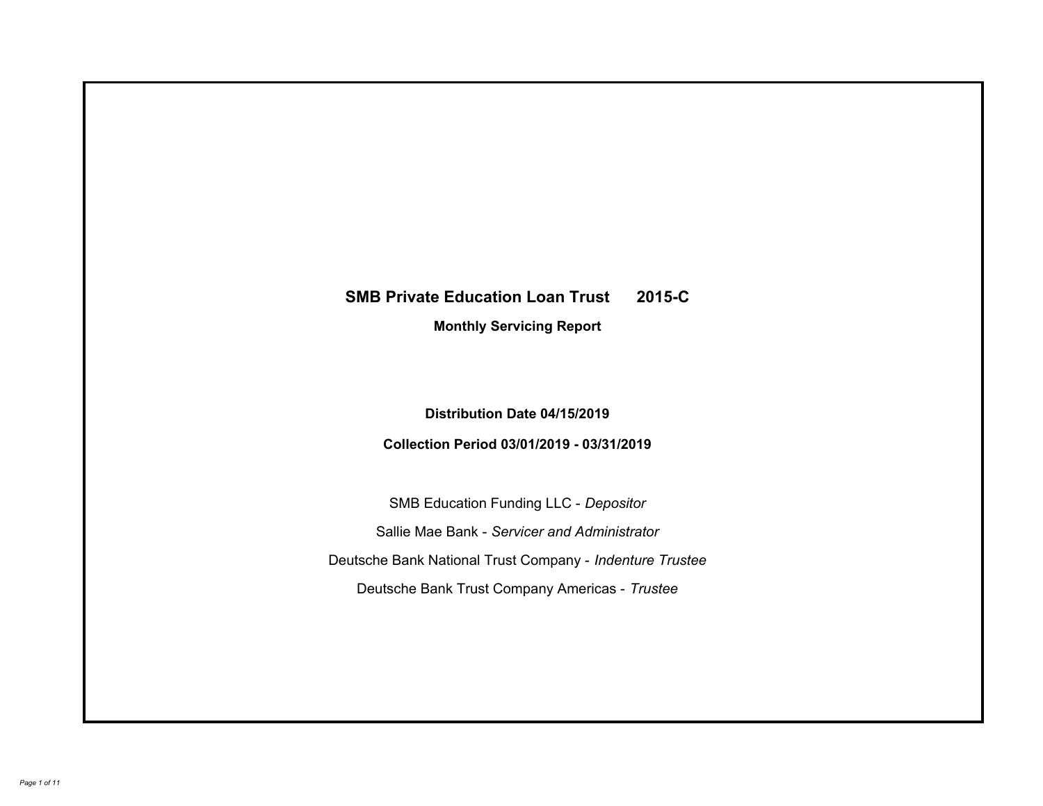# SMB Private Education Loan Trust 2015-C

**Monthly Servicing Report**

**Distribution Date 04/15/2019**

**Collection Period 03/01/2019 - 03/31/2019**

SMB Education Funding LLC - *Depositor*

Sallie Mae Bank - *Servicer and Administrator*

Deutsche Bank National Trust Company - *Indenture Trustee*

Deutsche Bank Trust Company Americas - *Trustee*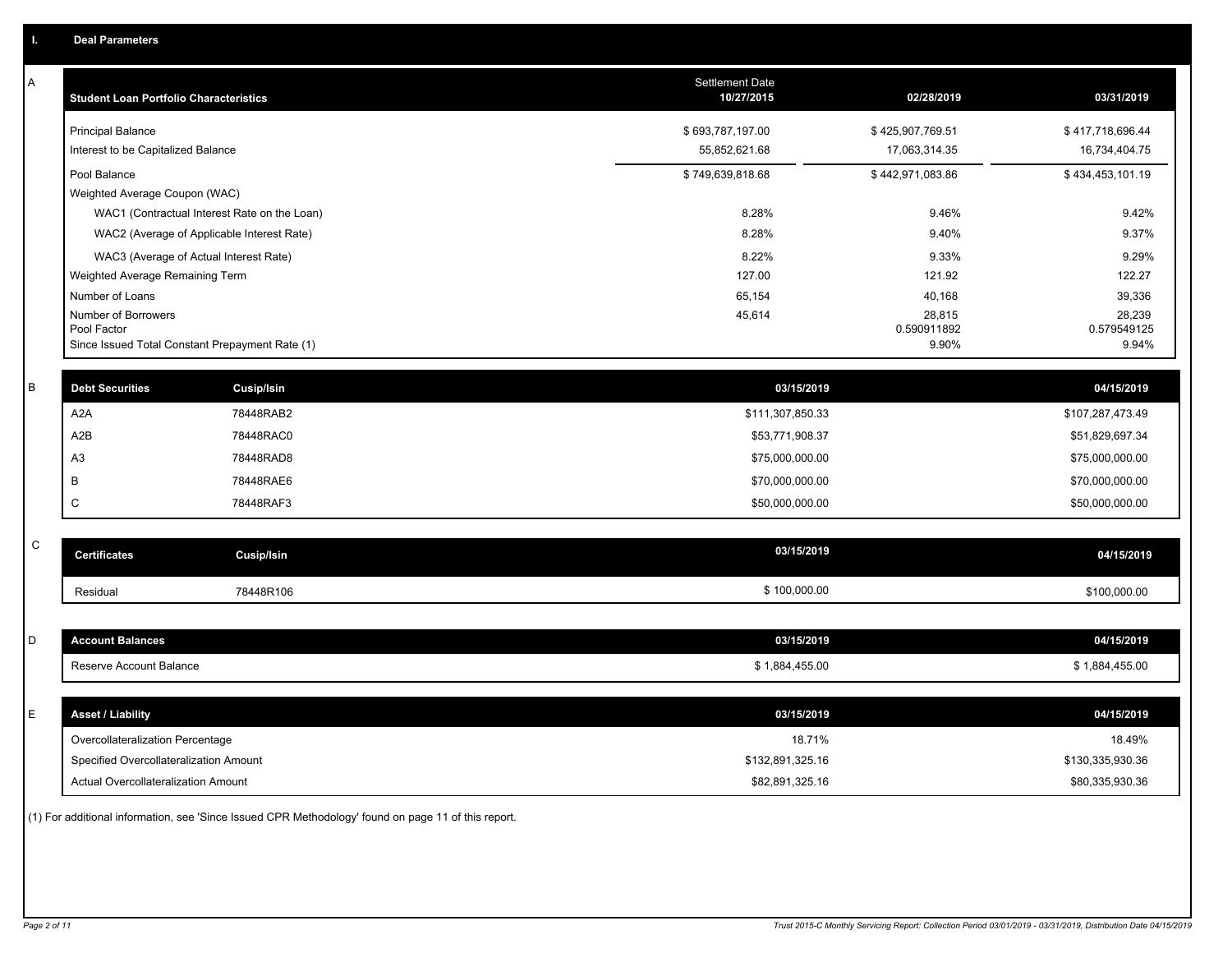## I. Deal Parameters

### A

| Student Loan Portfolio Characteristics | Settlement Date 10/27/2015 | 02/28/2019 | 03/31/2019 |
|---|---|---|---|
| Principal Balance | $ 693,787,197.00 | $ 425,907,769.51 | $ 417,718,696.44 |
| Interest to be Capitalized Balance | 55,852,621.68 | 17,063,314.35 | 16,734,404.75 |
| Pool Balance | $ 749,639,818.68 | $ 442,971,083.86 | $ 434,453,101.19 |
| Weighted Average Coupon (WAC) | | | |
| WAC1 (Contractual Interest Rate on the Loan) | 8.28% | 9.46% | 9.42% |
| WAC2 (Average of Applicable Interest Rate) | 8.28% | 9.40% | 9.37% |
| WAC3 (Average of Actual Interest Rate) | 8.22% | 9.33% | 9.29% |
| Weighted Average Remaining Term | 127.00 | 121.92 | 122.27 |
| Number of Loans | 65,154 | 40,168 | 39,336 |
| Number of Borrowers | 45,614 | 28,815 | 28,239 |
| Pool Factor | | 0.590911892 | 0.579549125 |
| Since Issued Total Constant Prepayment Rate (1) | | 9.90% | 9.94% |

### B

| Debt Securities | Cusip/Isin | 03/15/2019 | 04/15/2019 |
|---|---|---|---|
| A2A | 78448RAB2 | $111,307,850.33 | $107,287,473.49 |
| A2B | 78448RAC0 | $53,771,908.37 | $51,829,697.34 |
| A3 | 78448RAD8 | $75,000,000.00 | $75,000,000.00 |
| B | 78448RAE6 | $70,000,000.00 | $70,000,000.00 |
| C | 78448RAF3 | $50,000,000.00 | $50,000,000.00 |

### C

| Certificates | Cusip/Isin | 03/15/2019 | 04/15/2019 |
|---|---|---|---|
| Residual | 78448R106 | $ 100,000.00 | $100,000.00 |

### D

| Account Balances | 03/15/2019 | 04/15/2019 |
|---|---|---|
| Reserve Account Balance | $ 1,884,455.00 | $ 1,884,455.00 |

### E

| Asset / Liability | 03/15/2019 | 04/15/2019 |
|---|---|---|
| Overcollateralization Percentage | 18.71% | 18.49% |
| Specified Overcollateralization Amount | $132,891,325.16 | $130,335,930.36 |
| Actual Overcollateralization Amount | $82,891,325.16 | $80,335,930.36 |

(1) For additional information, see 'Since Issued CPR Methodology' found on page 11 of this report.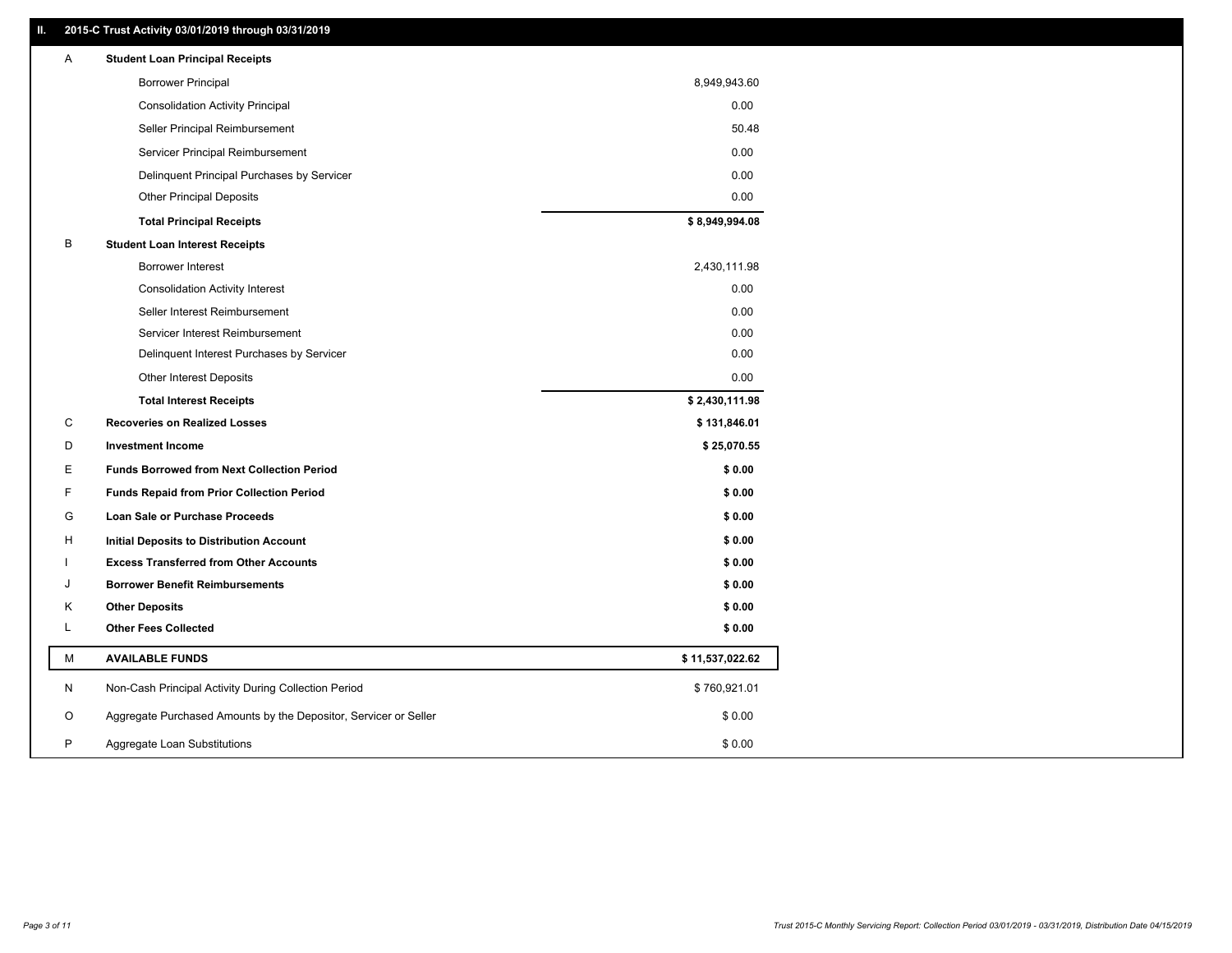## II. 2015-C Trust Activity 03/01/2019 through 03/31/2019

| | | |
|---|---|---|
| A | **Student Loan Principal Receipts** | |
| | Borrower Principal | 8,949,943.60 |
| | Consolidation Activity Principal | 0.00 |
| | Seller Principal Reimbursement | 50.48 |
| | Servicer Principal Reimbursement | 0.00 |
| | Delinquent Principal Purchases by Servicer | 0.00 |
| | Other Principal Deposits | 0.00 |
| | **Total Principal Receipts** | **$ 8,949,994.08** |
| B | **Student Loan Interest Receipts** | |
| | Borrower Interest | 2,430,111.98 |
| | Consolidation Activity Interest | 0.00 |
| | Seller Interest Reimbursement | 0.00 |
| | Servicer Interest Reimbursement | 0.00 |
| | Delinquent Interest Purchases by Servicer | 0.00 |
| | Other Interest Deposits | 0.00 |
| | **Total Interest Receipts** | **$ 2,430,111.98** |
| C | **Recoveries on Realized Losses** | **$ 131,846.01** |
| D | **Investment Income** | **$ 25,070.55** |
| E | **Funds Borrowed from Next Collection Period** | **$ 0.00** |
| F | **Funds Repaid from Prior Collection Period** | **$ 0.00** |
| G | **Loan Sale or Purchase Proceeds** | **$ 0.00** |
| H | **Initial Deposits to Distribution Account** | **$ 0.00** |
| I | **Excess Transferred from Other Accounts** | **$ 0.00** |
| J | **Borrower Benefit Reimbursements** | **$ 0.00** |
| K | **Other Deposits** | **$ 0.00** |
| L | **Other Fees Collected** | **$ 0.00** |
| M | **AVAILABLE FUNDS** | **$ 11,537,022.62** |
| N | Non-Cash Principal Activity During Collection Period | $ 760,921.01 |
| O | Aggregate Purchased Amounts by the Depositor, Servicer or Seller | $ 0.00 |
| P | Aggregate Loan Substitutions | $ 0.00 |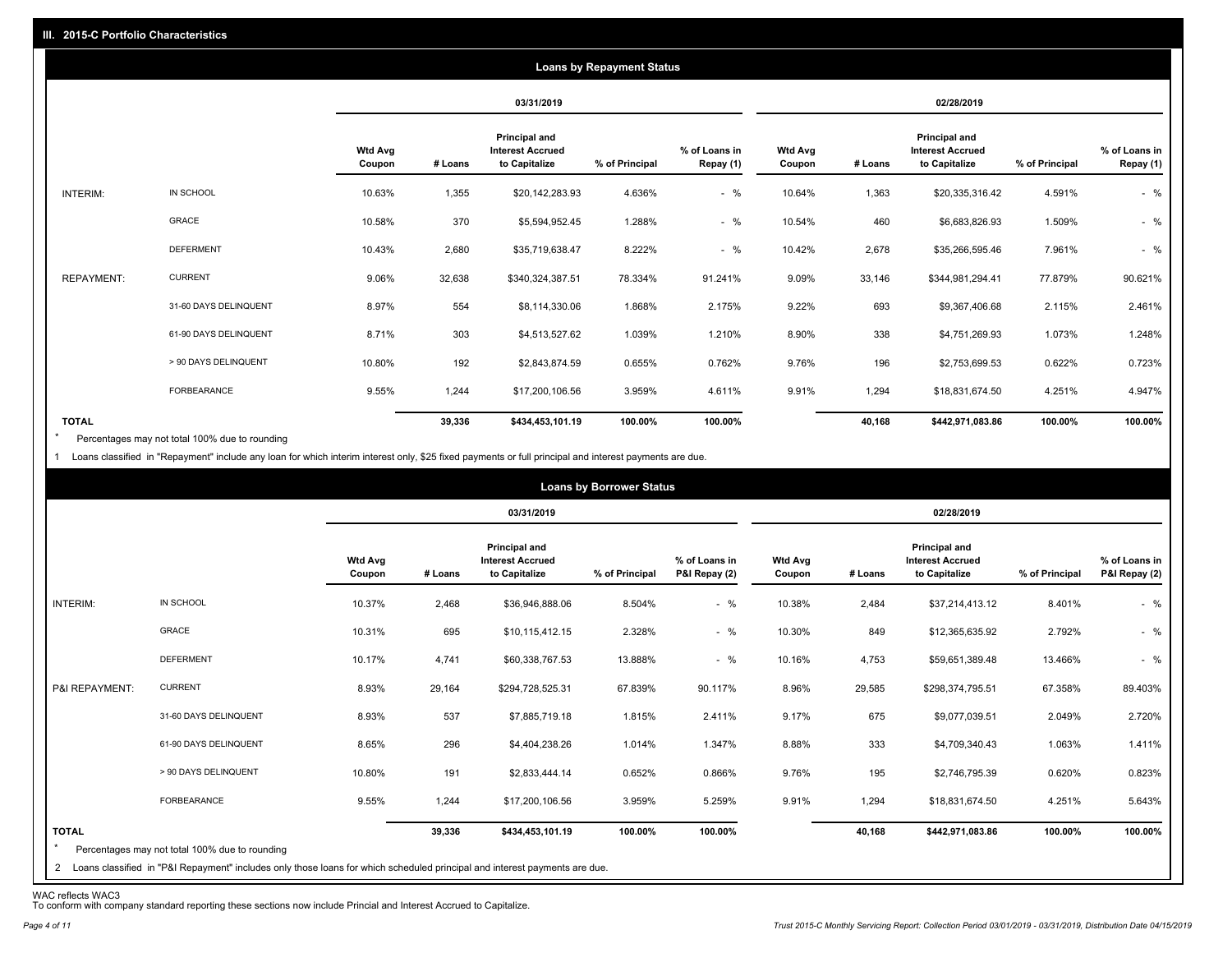## III. 2015-C Portfolio Characteristics

### Loans by Repayment Status

| | | 03/31/2019 | | | | | 02/28/2019 | | | | |
|---|---|---|---|---|---|---|---|---|---|---|---|
| | | Wtd Avg Coupon | # Loans | Principal and Interest Accrued to Capitalize | % of Principal | % of Loans in Repay (1) | Wtd Avg Coupon | # Loans | Principal and Interest Accrued to Capitalize | % of Principal | % of Loans in Repay (1) |
| INTERIM: | IN SCHOOL | 10.63% | 1,355 | $20,142,283.93 | 4.636% | - % | 10.64% | 1,363 | $20,335,316.42 | 4.591% | - % |
| | GRACE | 10.58% | 370 | $5,594,952.45 | 1.288% | - % | 10.54% | 460 | $6,683,826.93 | 1.509% | - % |
| | DEFERMENT | 10.43% | 2,680 | $35,719,638.47 | 8.222% | - % | 10.42% | 2,678 | $35,266,595.46 | 7.961% | - % |
| REPAYMENT: | CURRENT | 9.06% | 32,638 | $340,324,387.51 | 78.334% | 91.241% | 9.09% | 33,146 | $344,981,294.41 | 77.879% | 90.621% |
| | 31-60 DAYS DELINQUENT | 8.97% | 554 | $8,114,330.06 | 1.868% | 2.175% | 9.22% | 693 | $9,367,406.68 | 2.115% | 2.461% |
| | 61-90 DAYS DELINQUENT | 8.71% | 303 | $4,513,527.62 | 1.039% | 1.210% | 8.90% | 338 | $4,751,269.93 | 1.073% | 1.248% |
| | > 90 DAYS DELINQUENT | 10.80% | 192 | $2,843,874.59 | 0.655% | 0.762% | 9.76% | 196 | $2,753,699.53 | 0.622% | 0.723% |
| | FORBEARANCE | 9.55% | 1,244 | $17,200,106.56 | 3.959% | 4.611% | 9.91% | 1,294 | $18,831,674.50 | 4.251% | 4.947% |
| TOTAL | | | 39,336 | $434,453,101.19 | 100.00% | 100.00% | | 40,168 | $442,971,083.86 | 100.00% | 100.00% |

\* Percentages may not total 100% due to rounding

1 Loans classified in "Repayment" include any loan for which interim interest only, $25 fixed payments or full principal and interest payments are due.

### Loans by Borrower Status

| | | 03/31/2019 | | | | | 02/28/2019 | | | | |
|---|---|---|---|---|---|---|---|---|---|---|---|
| | | Wtd Avg Coupon | # Loans | Principal and Interest Accrued to Capitalize | % of Principal | % of Loans in P&I Repay (2) | Wtd Avg Coupon | # Loans | Principal and Interest Accrued to Capitalize | % of Principal | % of Loans in P&I Repay (2) |
| INTERIM: | IN SCHOOL | 10.37% | 2,468 | $36,946,888.06 | 8.504% | - % | 10.38% | 2,484 | $37,214,413.12 | 8.401% | - % |
| | GRACE | 10.31% | 695 | $10,115,412.15 | 2.328% | - % | 10.30% | 849 | $12,365,635.92 | 2.792% | - % |
| | DEFERMENT | 10.17% | 4,741 | $60,338,767.53 | 13.888% | - % | 10.16% | 4,753 | $59,651,389.48 | 13.466% | - % |
| P&I REPAYMENT: | CURRENT | 8.93% | 29,164 | $294,728,525.31 | 67.839% | 90.117% | 8.96% | 29,585 | $298,374,795.51 | 67.358% | 89.403% |
| | 31-60 DAYS DELINQUENT | 8.93% | 537 | $7,885,719.18 | 1.815% | 2.411% | 9.17% | 675 | $9,077,039.51 | 2.049% | 2.720% |
| | 61-90 DAYS DELINQUENT | 8.65% | 296 | $4,404,238.26 | 1.014% | 1.347% | 8.88% | 333 | $4,709,340.43 | 1.063% | 1.411% |
| | > 90 DAYS DELINQUENT | 10.80% | 191 | $2,833,444.14 | 0.652% | 0.866% | 9.76% | 195 | $2,746,795.39 | 0.620% | 0.823% |
| | FORBEARANCE | 9.55% | 1,244 | $17,200,106.56 | 3.959% | 5.259% | 9.91% | 1,294 | $18,831,674.50 | 4.251% | 5.643% |
| TOTAL | | | 39,336 | $434,453,101.19 | 100.00% | 100.00% | | 40,168 | $442,971,083.86 | 100.00% | 100.00% |

\* Percentages may not total 100% due to rounding

2 Loans classified in "P&I Repayment" includes only those loans for which scheduled principal and interest payments are due.

WAC reflects WAC3

To conform with company standard reporting these sections now include Princial and Interest Accrued to Capitalize.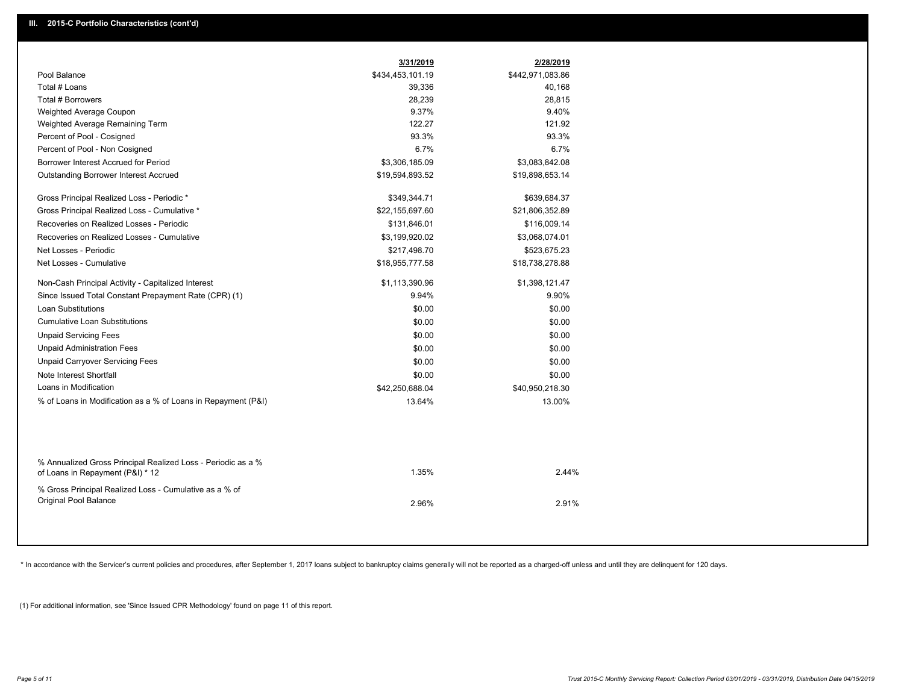## III. 2015-C Portfolio Characteristics (cont'd)

| | 3/31/2019 | 2/28/2019 |
|---|---|---|
| Pool Balance | $434,453,101.19 | $442,971,083.86 |
| Total # Loans | 39,336 | 40,168 |
| Total # Borrowers | 28,239 | 28,815 |
| Weighted Average Coupon | 9.37% | 9.40% |
| Weighted Average Remaining Term | 122.27 | 121.92 |
| Percent of Pool - Cosigned | 93.3% | 93.3% |
| Percent of Pool - Non Cosigned | 6.7% | 6.7% |
| Borrower Interest Accrued for Period | $3,306,185.09 | $3,083,842.08 |
| Outstanding Borrower Interest Accrued | $19,594,893.52 | $19,898,653.14 |
| Gross Principal Realized Loss - Periodic * | $349,344.71 | $639,684.37 |
| Gross Principal Realized Loss - Cumulative * | $22,155,697.60 | $21,806,352.89 |
| Recoveries on Realized Losses - Periodic | $131,846.01 | $116,009.14 |
| Recoveries on Realized Losses - Cumulative | $3,199,920.02 | $3,068,074.01 |
| Net Losses - Periodic | $217,498.70 | $523,675.23 |
| Net Losses - Cumulative | $18,955,777.58 | $18,738,278.88 |
| Non-Cash Principal Activity - Capitalized Interest | $1,113,390.96 | $1,398,121.47 |
| Since Issued Total Constant Prepayment Rate (CPR) (1) | 9.94% | 9.90% |
| Loan Substitutions | $0.00 | $0.00 |
| Cumulative Loan Substitutions | $0.00 | $0.00 |
| Unpaid Servicing Fees | $0.00 | $0.00 |
| Unpaid Administration Fees | $0.00 | $0.00 |
| Unpaid Carryover Servicing Fees | $0.00 | $0.00 |
| Note Interest Shortfall | $0.00 | $0.00 |
| Loans in Modification | $42,250,688.04 | $40,950,218.30 |
| % of Loans in Modification as a % of Loans in Repayment (P&I) | 13.64% | 13.00% |
| % Annualized Gross Principal Realized Loss - Periodic as a % of Loans in Repayment (P&I) * 12 | 1.35% | 2.44% |
| % Gross Principal Realized Loss - Cumulative as a % of Original Pool Balance | 2.96% | 2.91% |

* In accordance with the Servicer's current policies and procedures, after September 1, 2017 loans subject to bankruptcy claims generally will not be reported as a charged-off unless and until they are delinquent for 120 days.

(1) For additional information, see 'Since Issued CPR Methodology' found on page 11 of this report.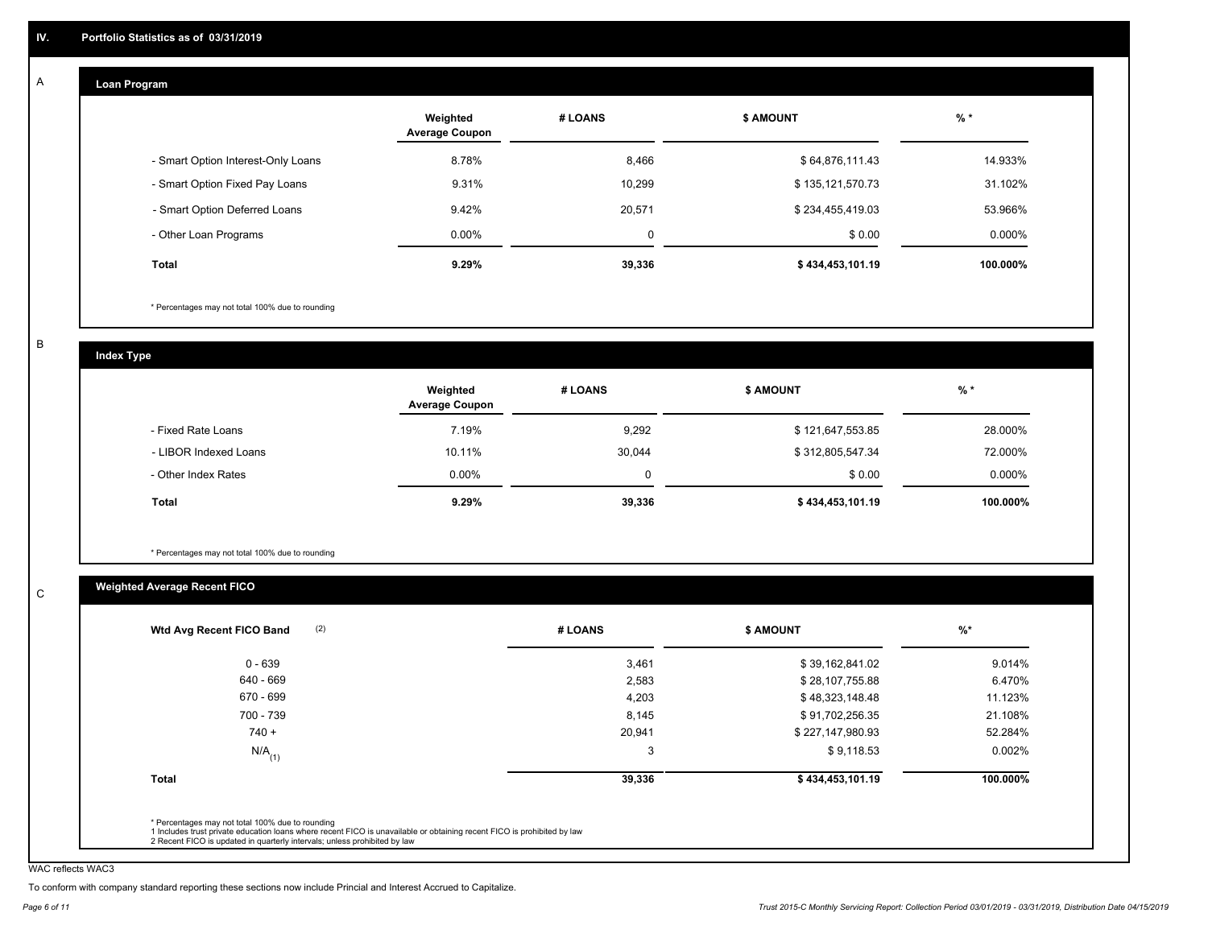## IV. Portfolio Statistics as of 03/31/2019

### A

#### Loan Program

| | Weighted Average Coupon | # LOANS | $ AMOUNT | % * |
|---|---|---|---|---|
| - Smart Option Interest-Only Loans | 8.78% | 8,466 | $ 64,876,111.43 | 14.933% |
| - Smart Option Fixed Pay Loans | 9.31% | 10,299 | $ 135,121,570.73 | 31.102% |
| - Smart Option Deferred Loans | 9.42% | 20,571 | $ 234,455,419.03 | 53.966% |
| - Other Loan Programs | 0.00% | 0 | $ 0.00 | 0.000% |
| **Total** | **9.29%** | **39,336** | **$ 434,453,101.19** | **100.000%** |

* Percentages may not total 100% due to rounding

### B

#### Index Type

| | Weighted Average Coupon | # LOANS | $ AMOUNT | % * |
|---|---|---|---|---|
| - Fixed Rate Loans | 7.19% | 9,292 | $ 121,647,553.85 | 28.000% |
| - LIBOR Indexed Loans | 10.11% | 30,044 | $ 312,805,547.34 | 72.000% |
| - Other Index Rates | 0.00% | 0 | $ 0.00 | 0.000% |
| **Total** | **9.29%** | **39,336** | **$ 434,453,101.19** | **100.000%** |

* Percentages may not total 100% due to rounding

### C

#### Weighted Average Recent FICO

| Wtd Avg Recent FICO Band (2) | # LOANS | $ AMOUNT | %* |
|---|---|---|---|
| 0 - 639 | 3,461 | $ 39,162,841.02 | 9.014% |
| 640 - 669 | 2,583 | $ 28,107,755.88 | 6.470% |
| 670 - 699 | 4,203 | $ 48,323,148.48 | 11.123% |
| 700 - 739 | 8,145 | $ 91,702,256.35 | 21.108% |
| 740 + | 20,941 | $ 227,147,980.93 | 52.284% |
| N/A (1) | 3 | $ 9,118.53 | 0.002% |
| **Total** | **39,336** | **$ 434,453,101.19** | **100.000%** |

* Percentages may not total 100% due to rounding
1 Includes trust private education loans where recent FICO is unavailable or obtaining recent FICO is prohibited by law
2 Recent FICO is updated in quarterly intervals; unless prohibited by law

WAC reflects WAC3

To conform with company standard reporting these sections now include Princial and Interest Accrued to Capitalize.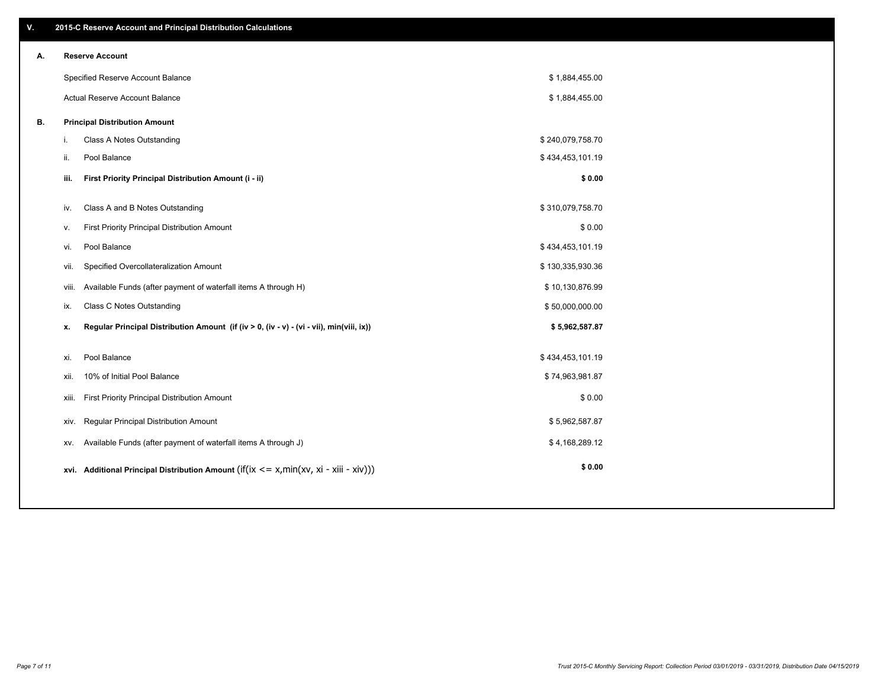## V. 2015-C Reserve Account and Principal Distribution Calculations

### A. Reserve Account

| | |
|---|---|
| Specified Reserve Account Balance | $ 1,884,455.00 |
| Actual Reserve Account Balance | $ 1,884,455.00 |

### B. Principal Distribution Amount

| | | |
|---|---|---|
| i. | Class A Notes Outstanding | $ 240,079,758.70 |
| ii. | Pool Balance | $ 434,453,101.19 |
| **iii.** | **First Priority Principal Distribution Amount (i - ii)** | **$ 0.00** |
| iv. | Class A and B Notes Outstanding | $ 310,079,758.70 |
| v. | First Priority Principal Distribution Amount | $ 0.00 |
| vi. | Pool Balance | $ 434,453,101.19 |
| vii. | Specified Overcollateralization Amount | $ 130,335,930.36 |
| viii. | Available Funds (after payment of waterfall items A through H) | $ 10,130,876.99 |
| ix. | Class C Notes Outstanding | $ 50,000,000.00 |
| **x.** | **Regular Principal Distribution Amount (if (iv > 0, (iv - v) - (vi - vii), min(viii, ix))** | **$ 5,962,587.87** |
| xi. | Pool Balance | $ 434,453,101.19 |
| xii. | 10% of Initial Pool Balance | $ 74,963,981.87 |
| xiii. | First Priority Principal Distribution Amount | $ 0.00 |
| xiv. | Regular Principal Distribution Amount | $ 5,962,587.87 |
| xv. | Available Funds (after payment of waterfall items A through J) | $ 4,168,289.12 |
| **xvi.** | **Additional Principal Distribution Amount** (if(ix <= x,min(xv, xi - xiii - xiv))) | **$ 0.00** |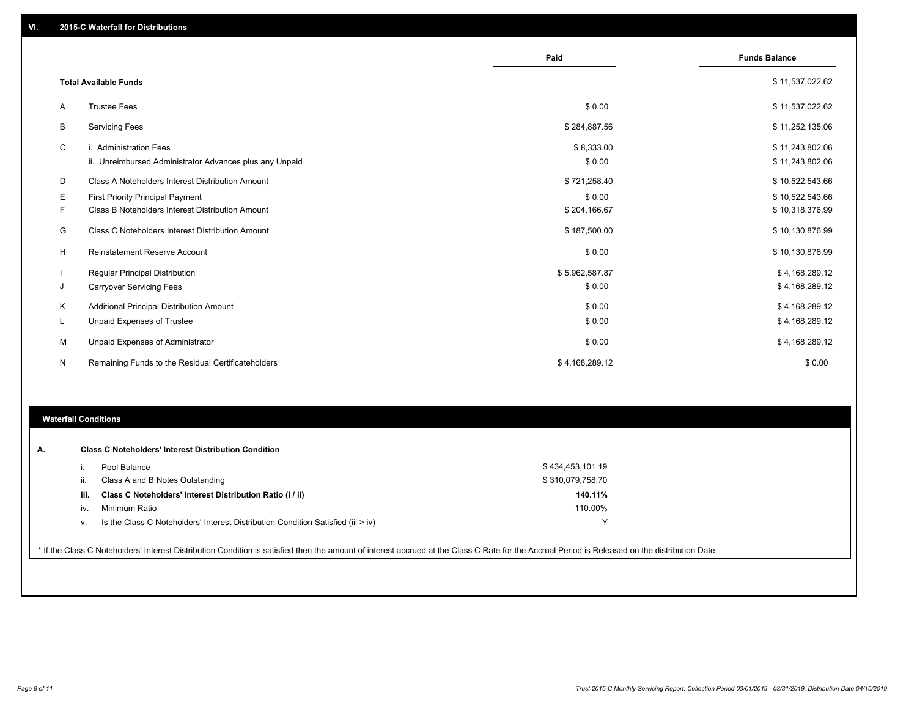## VI. 2015-C Waterfall for Distributions

| | | Paid | Funds Balance |
|---|---|---|---|
| | **Total Available Funds** | | $ 11,537,022.62 |
| A | Trustee Fees | $ 0.00 | $ 11,537,022.62 |
| B | Servicing Fees | $ 284,887.56 | $ 11,252,135.06 |
| C | i. Administration Fees | $ 8,333.00 | $ 11,243,802.06 |
| | ii. Unreimbursed Administrator Advances plus any Unpaid | $ 0.00 | $ 11,243,802.06 |
| D | Class A Noteholders Interest Distribution Amount | $ 721,258.40 | $ 10,522,543.66 |
| E | First Priority Principal Payment | $ 0.00 | $ 10,522,543.66 |
| F | Class B Noteholders Interest Distribution Amount | $ 204,166.67 | $ 10,318,376.99 |
| G | Class C Noteholders Interest Distribution Amount | $ 187,500.00 | $ 10,130,876.99 |
| H | Reinstatement Reserve Account | $ 0.00 | $ 10,130,876.99 |
| I | Regular Principal Distribution | $ 5,962,587.87 | $ 4,168,289.12 |
| J | Carryover Servicing Fees | $ 0.00 | $ 4,168,289.12 |
| K | Additional Principal Distribution Amount | $ 0.00 | $ 4,168,289.12 |
| L | Unpaid Expenses of Trustee | $ 0.00 | $ 4,168,289.12 |
| M | Unpaid Expenses of Administrator | $ 0.00 | $ 4,168,289.12 |
| N | Remaining Funds to the Residual Certificateholders | $ 4,168,289.12 | $ 0.00 |

## Waterfall Conditions

**A. Class C Noteholders' Interest Distribution Condition**

| | | |
|---|---|---|
| i. | Pool Balance | $ 434,453,101.19 |
| ii. | Class A and B Notes Outstanding | $ 310,079,758.70 |
| **iii.** | **Class C Noteholders' Interest Distribution Ratio (i / ii)** | **140.11%** |
| iv. | Minimum Ratio | 110.00% |
| v. | Is the Class C Noteholders' Interest Distribution Condition Satisfied (iii > iv) | Y |

* If the Class C Noteholders' Interest Distribution Condition is satisfied then the amount of interest accrued at the Class C Rate for the Accrual Period is Released on the distribution Date.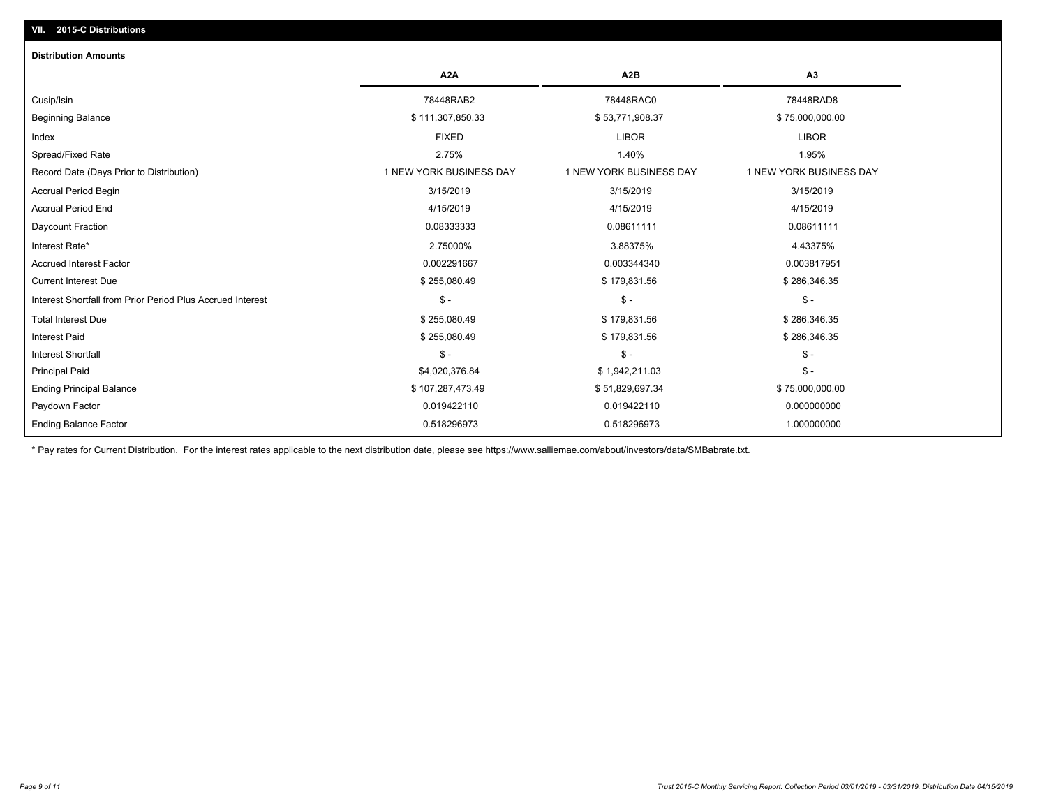## VII. 2015-C Distributions

### Distribution Amounts

| | A2A | A2B | A3 |
|---|---|---|---|
| Cusip/Isin | 78448RAB2 | 78448RAC0 | 78448RAD8 |
| Beginning Balance | $ 111,307,850.33 | $ 53,771,908.37 | $ 75,000,000.00 |
| Index | FIXED | LIBOR | LIBOR |
| Spread/Fixed Rate | 2.75% | 1.40% | 1.95% |
| Record Date (Days Prior to Distribution) | 1 NEW YORK BUSINESS DAY | 1 NEW YORK BUSINESS DAY | 1 NEW YORK BUSINESS DAY |
| Accrual Period Begin | 3/15/2019 | 3/15/2019 | 3/15/2019 |
| Accrual Period End | 4/15/2019 | 4/15/2019 | 4/15/2019 |
| Daycount Fraction | 0.08333333 | 0.08611111 | 0.08611111 |
| Interest Rate* | 2.75000% | 3.88375% | 4.43375% |
| Accrued Interest Factor | 0.002291667 | 0.003344340 | 0.003817951 |
| Current Interest Due | $ 255,080.49 | $ 179,831.56 | $ 286,346.35 |
| Interest Shortfall from Prior Period Plus Accrued Interest | $ - | $ - | $ - |
| Total Interest Due | $ 255,080.49 | $ 179,831.56 | $ 286,346.35 |
| Interest Paid | $ 255,080.49 | $ 179,831.56 | $ 286,346.35 |
| Interest Shortfall | $ - | $ - | $ - |
| Principal Paid | $4,020,376.84 | $ 1,942,211.03 | $ - |
| Ending Principal Balance | $ 107,287,473.49 | $ 51,829,697.34 | $ 75,000,000.00 |
| Paydown Factor | 0.019422110 | 0.019422110 | 0.000000000 |
| Ending Balance Factor | 0.518296973 | 0.518296973 | 1.000000000 |

* Pay rates for Current Distribution. For the interest rates applicable to the next distribution date, please see https://www.salliemae.com/about/investors/data/SMBabrate.txt.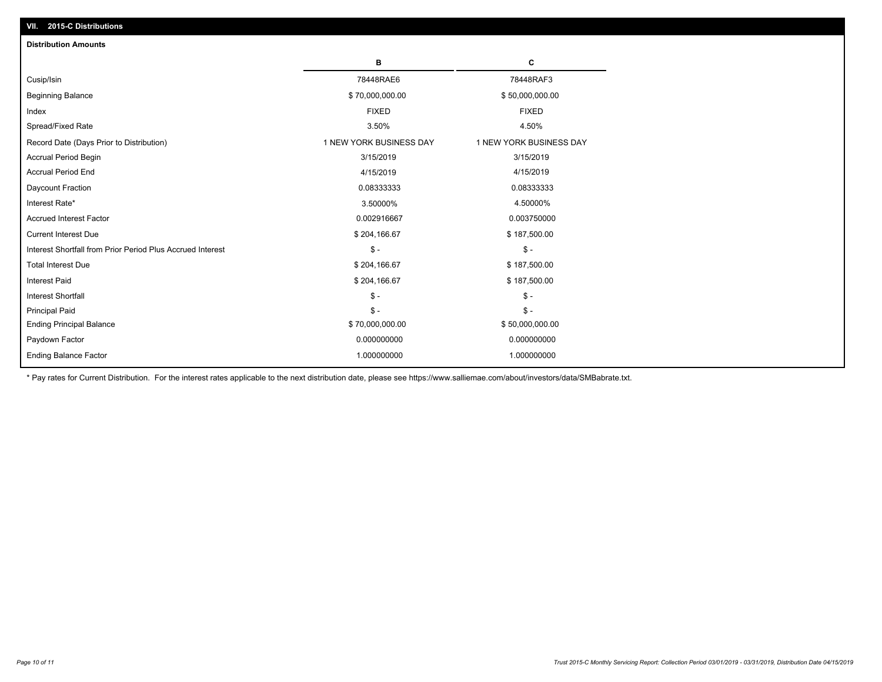## VII. 2015-C Distributions

### Distribution Amounts

| | B | C |
|---|---|---|
| Cusip/Isin | 78448RAE6 | 78448RAF3 |
| Beginning Balance | $ 70,000,000.00 | $ 50,000,000.00 |
| Index | FIXED | FIXED |
| Spread/Fixed Rate | 3.50% | 4.50% |
| Record Date (Days Prior to Distribution) | 1 NEW YORK BUSINESS DAY | 1 NEW YORK BUSINESS DAY |
| Accrual Period Begin | 3/15/2019 | 3/15/2019 |
| Accrual Period End | 4/15/2019 | 4/15/2019 |
| Daycount Fraction | 0.08333333 | 0.08333333 |
| Interest Rate* | 3.50000% | 4.50000% |
| Accrued Interest Factor | 0.002916667 | 0.003750000 |
| Current Interest Due | $ 204,166.67 | $ 187,500.00 |
| Interest Shortfall from Prior Period Plus Accrued Interest | $ - | $ - |
| Total Interest Due | $ 204,166.67 | $ 187,500.00 |
| Interest Paid | $ 204,166.67 | $ 187,500.00 |
| Interest Shortfall | $ - | $ - |
| Principal Paid | $ - | $ - |
| Ending Principal Balance | $ 70,000,000.00 | $ 50,000,000.00 |
| Paydown Factor | 0.000000000 | 0.000000000 |
| Ending Balance Factor | 1.000000000 | 1.000000000 |

* Pay rates for Current Distribution. For the interest rates applicable to the next distribution date, please see https://www.salliemae.com/about/investors/data/SMBabrate.txt.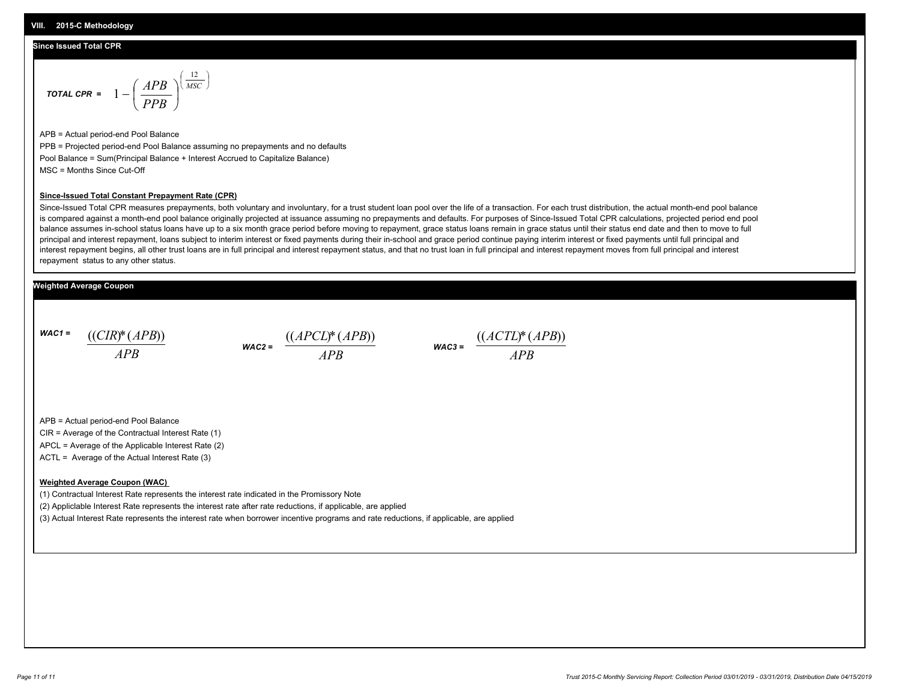## VIII. 2015-C Methodology

### Since Issued Total CPR

$$\textbf{TOTAL CPR} = 1 - \left(\frac{APB}{PPB}\right)^{\left(\frac{12}{MSC}\right)}$$

APB = Actual period-end Pool Balance

PPB = Projected period-end Pool Balance assuming no prepayments and no defaults

Pool Balance = Sum(Principal Balance + Interest Accrued to Capitalize Balance)

MSC = Months Since Cut-Off

**Since-Issued Total Constant Prepayment Rate (CPR)**

Since-Issued Total CPR measures prepayments, both voluntary and involuntary, for a trust student loan pool over the life of a transaction. For each trust distribution, the actual month-end pool balance is compared against a month-end pool balance originally projected at issuance assuming no prepayments and defaults. For purposes of Since-Issued Total CPR calculations, projected period end pool balance assumes in-school status loans have up to a six month grace period before moving to repayment, grace status loans remain in grace status until their status end date and then to move to full principal and interest repayment, loans subject to interim interest or fixed payments during their in-school and grace period continue paying interim interest or fixed payments until full principal and interest repayment begins, all other trust loans are in full principal and interest repayment status, and that no trust loan in full principal and interest repayment moves from full principal and interest repayment status to any other status.

### Weighted Average Coupon

$$\textbf{WAC1} = \frac{((CIR)*(APB))}{APB} \qquad \textbf{WAC2} = \frac{((APCL)*(APB))}{APB} \qquad \textbf{WAC3} = \frac{((ACTL)*(APB))}{APB}$$

APB = Actual period-end Pool Balance

CIR = Average of the Contractual Interest Rate (1)

APCL = Average of the Applicable Interest Rate (2)

ACTL = Average of the Actual Interest Rate (3)

**Weighted Average Coupon (WAC)**

(1) Contractual Interest Rate represents the interest rate indicated in the Promissory Note

(2) Appliclable Interest Rate represents the interest rate after rate reductions, if applicable, are applied

(3) Actual Interest Rate represents the interest rate when borrower incentive programs and rate reductions, if applicable, are applied